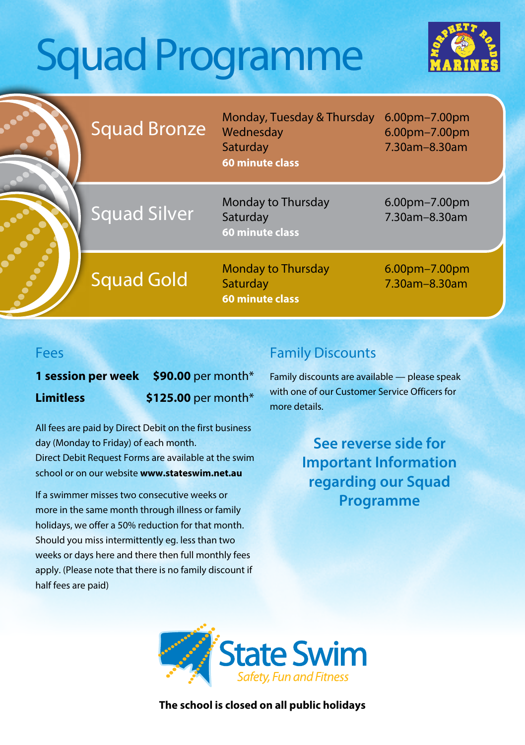# Squad Programme

| Squad | Days | Times |
|---|---|---|
| Squad Bronze | Monday, Tuesday & Thursday<br>Wednesday<br>Saturday<br>**60 minute class** | 6.00pm–7.00pm<br>6.00pm–7.00pm<br>7.30am–8.30am |
| Squad Silver | Monday to Thursday<br>Saturday<br>**60 minute class** | 6.00pm–7.00pm<br>7.30am–8.30am |
| Squad Gold | Monday to Thursday<br>Saturday<br>**60 minute class** | 6.00pm–7.00pm<br>7.30am–8.30am |

## Fees

**1 session per week** **$90.00** per month*

**Limitless** **$125.00** per month*

All fees are paid by Direct Debit on the first business day (Monday to Friday) of each month.
Direct Debit Request Forms are available at the swim school or on our website **www.stateswim.net.au**

If a swimmer misses two consecutive weeks or more in the same month through illness or family holidays, we offer a 50% reduction for that month. Should you miss intermittently eg. less than two weeks or days here and there then full monthly fees apply. (Please note that there is no family discount if half fees are paid)

## Family Discounts

Family discounts are available — please speak with one of our Customer Service Officers for more details.

**See reverse side for Important Information regarding our Squad Programme**

State Swim

*Safety, Fun and Fitness*

**The school is closed on all public holidays**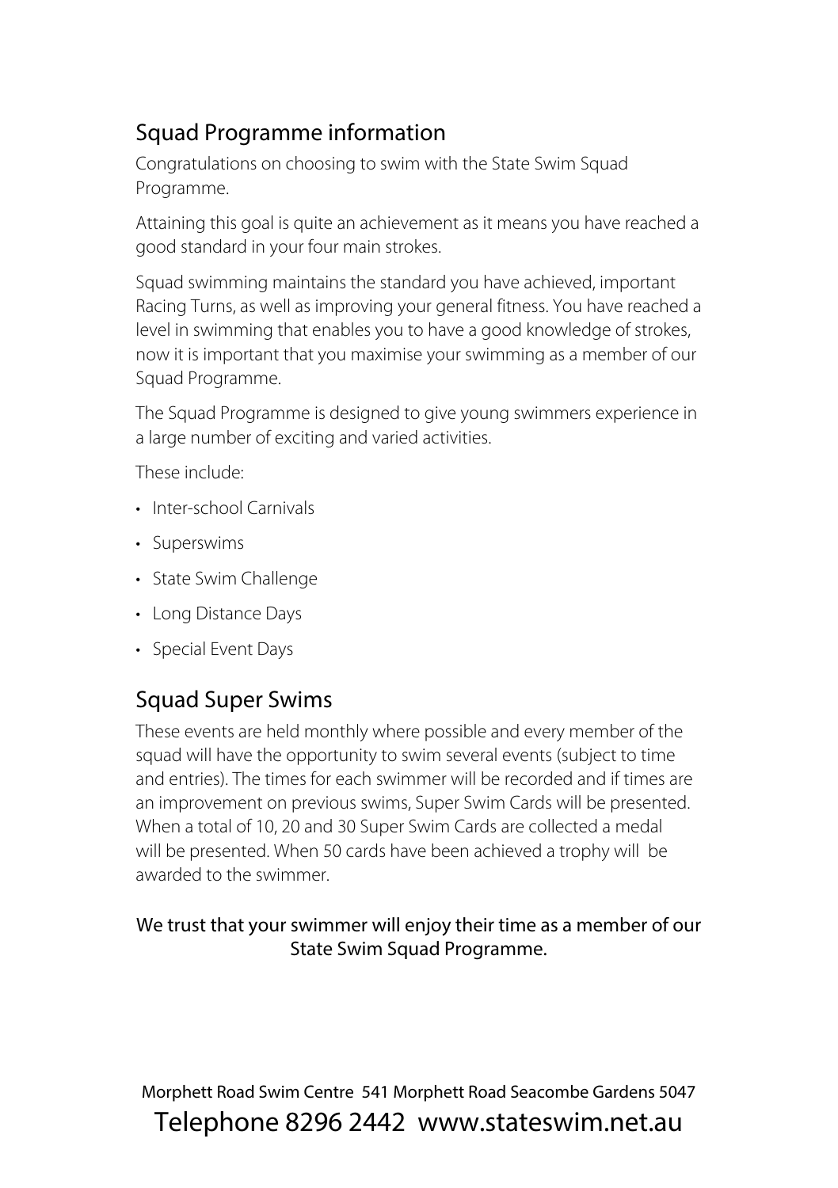## Squad Programme information

Congratulations on choosing to swim with the State Swim Squad Programme.

Attaining this goal is quite an achievement as it means you have reached a good standard in your four main strokes.

Squad swimming maintains the standard you have achieved, important Racing Turns, as well as improving your general fitness. You have reached a level in swimming that enables you to have a good knowledge of strokes, now it is important that you maximise your swimming as a member of our Squad Programme.

The Squad Programme is designed to give young swimmers experience in a large number of exciting and varied activities.

These include:

- Inter-school Carnivals
- Superswims
- State Swim Challenge
- Long Distance Days
- Special Event Days

## Squad Super Swims

These events are held monthly where possible and every member of the squad will have the opportunity to swim several events (subject to time and entries). The times for each swimmer will be recorded and if times are an improvement on previous swims, Super Swim Cards will be presented. When a total of 10, 20 and 30 Super Swim Cards are collected a medal will be presented. When 50 cards have been achieved a trophy will be awarded to the swimmer.

We trust that your swimmer will enjoy their time as a member of our State Swim Squad Programme.

Morphett Road Swim Centre 541 Morphett Road Seacombe Gardens 5047

Telephone 8296 2442 www.stateswim.net.au